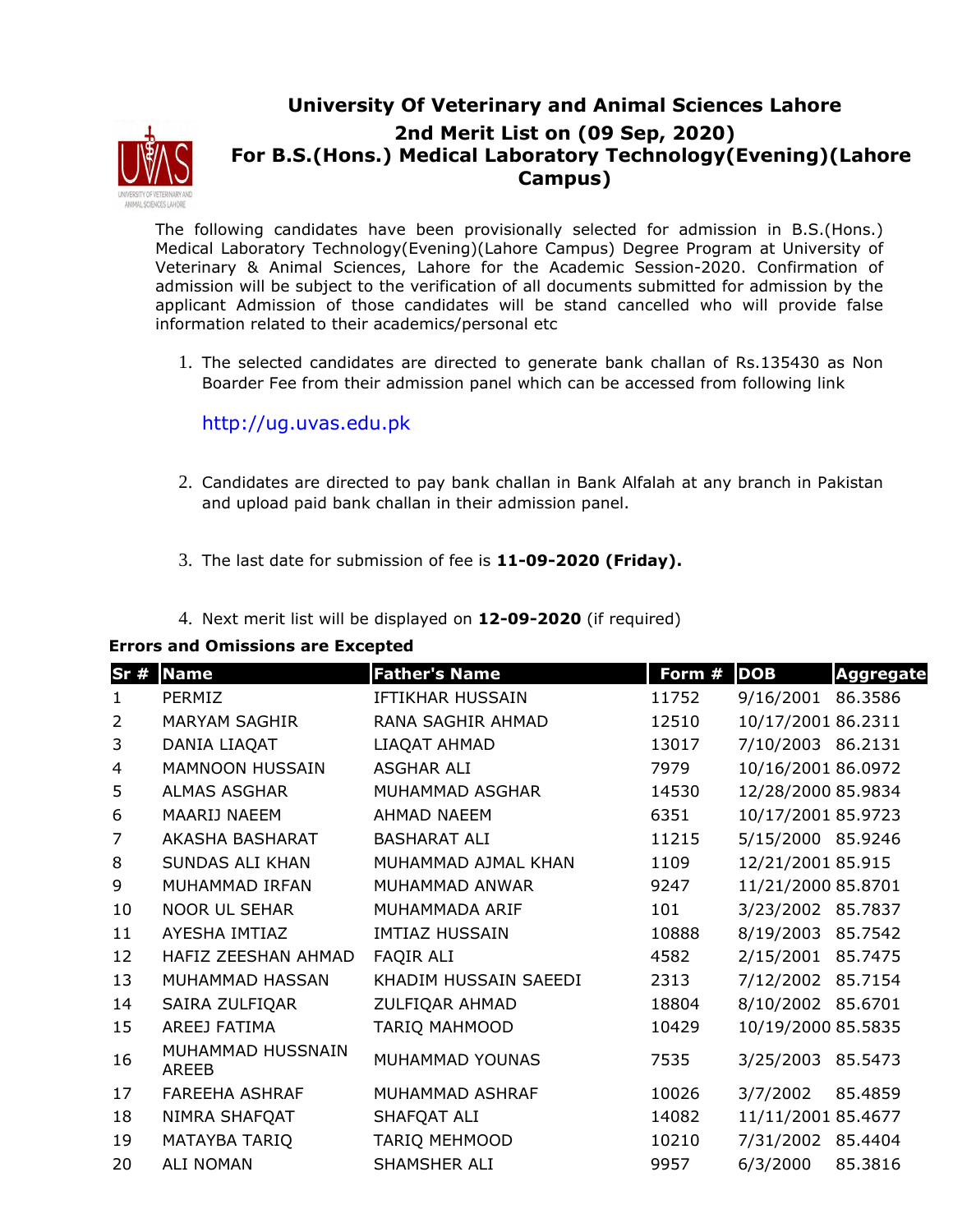# University Of Veterinary and Animal Sciences Lahore

## 2nd Merit List on (09 Sep, 2020)

## For B.S.(Hons.) Medical Laboratory Technology(Evening)(Lahore Campus)

The following candidates have been provisionally selected for admission in B.S.(Hons.) Medical Laboratory Technology(Evening)(Lahore Campus) Degree Program at University of Veterinary & Animal Sciences, Lahore for the Academic Session-2020. Confirmation of admission will be subject to the verification of all documents submitted for admission by the applicant Admission of those candidates will be stand cancelled who will provide false information related to their academics/personal etc

1. The selected candidates are directed to generate bank challan of Rs.135430 as Non Boarder Fee from their admission panel which can be accessed from following link

   http://ug.uvas.edu.pk

2. Candidates are directed to pay bank challan in Bank Alfalah at any branch in Pakistan and upload paid bank challan in their admission panel.

3. The last date for submission of fee is **11-09-2020 (Friday).**

4. Next merit list will be displayed on **12-09-2020** (if required)

**Errors and Omissions are Excepted**

| Sr # | Name | Father's Name | Form # | DOB | Aggregate |
|---|---|---|---|---|---|
| 1 | PERMIZ | IFTIKHAR HUSSAIN | 11752 | 9/16/2001 | 86.3586 |
| 2 | MARYAM SAGHIR | RANA SAGHIR AHMAD | 12510 | 10/17/2001 | 86.2311 |
| 3 | DANIA LIAQAT | LIAQAT AHMAD | 13017 | 7/10/2003 | 86.2131 |
| 4 | MAMNOON HUSSAIN | ASGHAR ALI | 7979 | 10/16/2001 | 86.0972 |
| 5 | ALMAS ASGHAR | MUHAMMAD ASGHAR | 14530 | 12/28/2000 | 85.9834 |
| 6 | MAARIJ NAEEM | AHMAD NAEEM | 6351 | 10/17/2001 | 85.9723 |
| 7 | AKASHA BASHARAT | BASHARAT ALI | 11215 | 5/15/2000 | 85.9246 |
| 8 | SUNDAS ALI KHAN | MUHAMMAD AJMAL KHAN | 1109 | 12/21/2001 | 85.915 |
| 9 | MUHAMMAD IRFAN | MUHAMMAD ANWAR | 9247 | 11/21/2000 | 85.8701 |
| 10 | NOOR UL SEHAR | MUHAMMADA ARIF | 101 | 3/23/2002 | 85.7837 |
| 11 | AYESHA IMTIAZ | IMTIAZ HUSSAIN | 10888 | 8/19/2003 | 85.7542 |
| 12 | HAFIZ ZEESHAN AHMAD | FAQIR ALI | 4582 | 2/15/2001 | 85.7475 |
| 13 | MUHAMMAD HASSAN | KHADIM HUSSAIN SAEEDI | 2313 | 7/12/2002 | 85.7154 |
| 14 | SAIRA ZULFIQAR | ZULFIQAR AHMAD | 18804 | 8/10/2002 | 85.6701 |
| 15 | AREEJ FATIMA | TARIQ MAHMOOD | 10429 | 10/19/2000 | 85.5835 |
| 16 | MUHAMMAD HUSSNAIN AREEB | MUHAMMAD YOUNAS | 7535 | 3/25/2003 | 85.5473 |
| 17 | FAREEHA ASHRAF | MUHAMMAD ASHRAF | 10026 | 3/7/2002 | 85.4859 |
| 18 | NIMRA SHAFQAT | SHAFQAT ALI | 14082 | 11/11/2001 | 85.4677 |
| 19 | MATAYBA TARIQ | TARIQ MEHMOOD | 10210 | 7/31/2002 | 85.4404 |
| 20 | ALI NOMAN | SHAMSHER ALI | 9957 | 6/3/2000 | 85.3816 |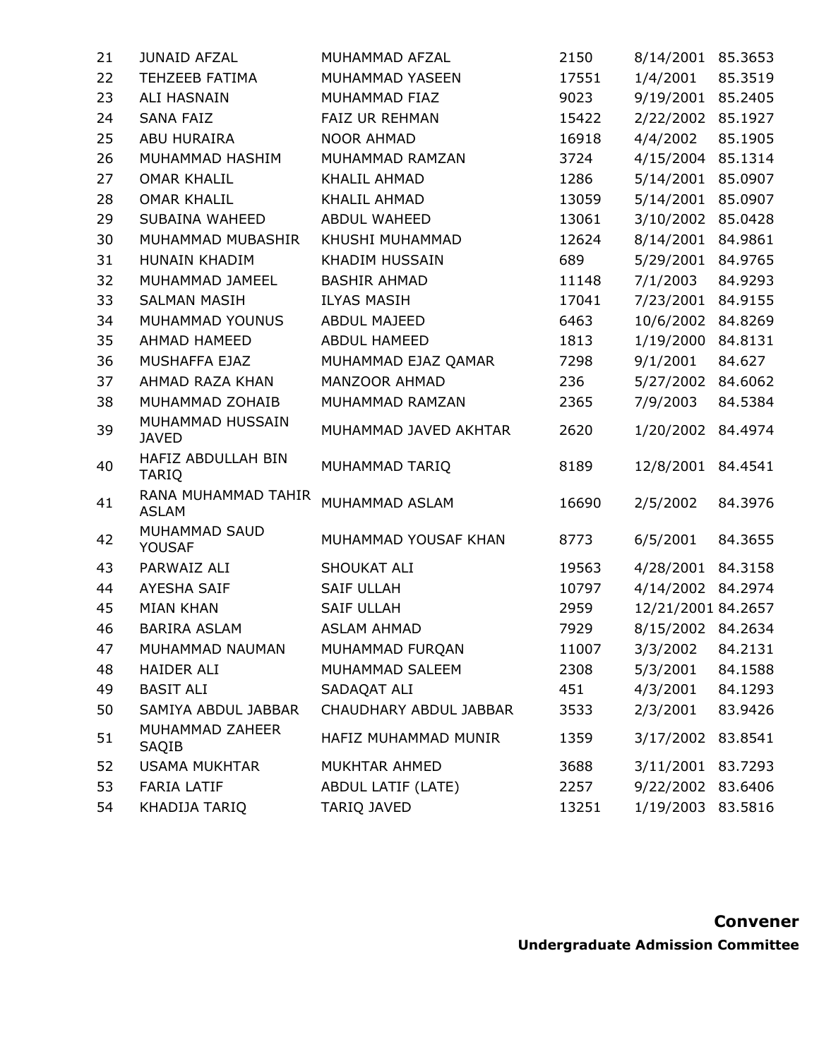| | | | | | |
|---|---|---|---|---|---|
| 21 | JUNAID AFZAL | MUHAMMAD AFZAL | 2150 | 8/14/2001 | 85.3653 |
| 22 | TEHZEEB FATIMA | MUHAMMAD YASEEN | 17551 | 1/4/2001 | 85.3519 |
| 23 | ALI HASNAIN | MUHAMMAD FIAZ | 9023 | 9/19/2001 | 85.2405 |
| 24 | SANA FAIZ | FAIZ UR REHMAN | 15422 | 2/22/2002 | 85.1927 |
| 25 | ABU HURAIRA | NOOR AHMAD | 16918 | 4/4/2002 | 85.1905 |
| 26 | MUHAMMAD HASHIM | MUHAMMAD RAMZAN | 3724 | 4/15/2004 | 85.1314 |
| 27 | OMAR KHALIL | KHALIL AHMAD | 1286 | 5/14/2001 | 85.0907 |
| 28 | OMAR KHALIL | KHALIL AHMAD | 13059 | 5/14/2001 | 85.0907 |
| 29 | SUBAINA WAHEED | ABDUL WAHEED | 13061 | 3/10/2002 | 85.0428 |
| 30 | MUHAMMAD MUBASHIR | KHUSHI MUHAMMAD | 12624 | 8/14/2001 | 84.9861 |
| 31 | HUNAIN KHADIM | KHADIM HUSSAIN | 689 | 5/29/2001 | 84.9765 |
| 32 | MUHAMMAD JAMEEL | BASHIR AHMAD | 11148 | 7/1/2003 | 84.9293 |
| 33 | SALMAN MASIH | ILYAS MASIH | 17041 | 7/23/2001 | 84.9155 |
| 34 | MUHAMMAD YOUNUS | ABDUL MAJEED | 6463 | 10/6/2002 | 84.8269 |
| 35 | AHMAD HAMEED | ABDUL HAMEED | 1813 | 1/19/2000 | 84.8131 |
| 36 | MUSHAFFA EJAZ | MUHAMMAD EJAZ QAMAR | 7298 | 9/1/2001 | 84.627 |
| 37 | AHMAD RAZA KHAN | MANZOOR AHMAD | 236 | 5/27/2002 | 84.6062 |
| 38 | MUHAMMAD ZOHAIB | MUHAMMAD RAMZAN | 2365 | 7/9/2003 | 84.5384 |
| 39 | MUHAMMAD HUSSAIN JAVED | MUHAMMAD JAVED AKHTAR | 2620 | 1/20/2002 | 84.4974 |
| 40 | HAFIZ ABDULLAH BIN TARIQ | MUHAMMAD TARIQ | 8189 | 12/8/2001 | 84.4541 |
| 41 | RANA MUHAMMAD TAHIR ASLAM | MUHAMMAD ASLAM | 16690 | 2/5/2002 | 84.3976 |
| 42 | MUHAMMAD SAUD YOUSAF | MUHAMMAD YOUSAF KHAN | 8773 | 6/5/2001 | 84.3655 |
| 43 | PARWAIZ ALI | SHOUKAT ALI | 19563 | 4/28/2001 | 84.3158 |
| 44 | AYESHA SAIF | SAIF ULLAH | 10797 | 4/14/2002 | 84.2974 |
| 45 | MIAN KHAN | SAIF ULLAH | 2959 | 12/21/2001 | 84.2657 |
| 46 | BARIRA ASLAM | ASLAM AHMAD | 7929 | 8/15/2002 | 84.2634 |
| 47 | MUHAMMAD NAUMAN | MUHAMMAD FURQAN | 11007 | 3/3/2002 | 84.2131 |
| 48 | HAIDER ALI | MUHAMMAD SALEEM | 2308 | 5/3/2001 | 84.1588 |
| 49 | BASIT ALI | SADAQAT ALI | 451 | 4/3/2001 | 84.1293 |
| 50 | SAMIYA ABDUL JABBAR | CHAUDHARY ABDUL JABBAR | 3533 | 2/3/2001 | 83.9426 |
| 51 | MUHAMMAD ZAHEER SAQIB | HAFIZ MUHAMMAD MUNIR | 1359 | 3/17/2002 | 83.8541 |
| 52 | USAMA MUKHTAR | MUKHTAR AHMED | 3688 | 3/11/2001 | 83.7293 |
| 53 | FARIA LATIF | ABDUL LATIF (LATE) | 2257 | 9/22/2002 | 83.6406 |
| 54 | KHADIJA TARIQ | TARIQ JAVED | 13251 | 1/19/2003 | 83.5816 |

**Convener**

**Undergraduate Admission Committee**